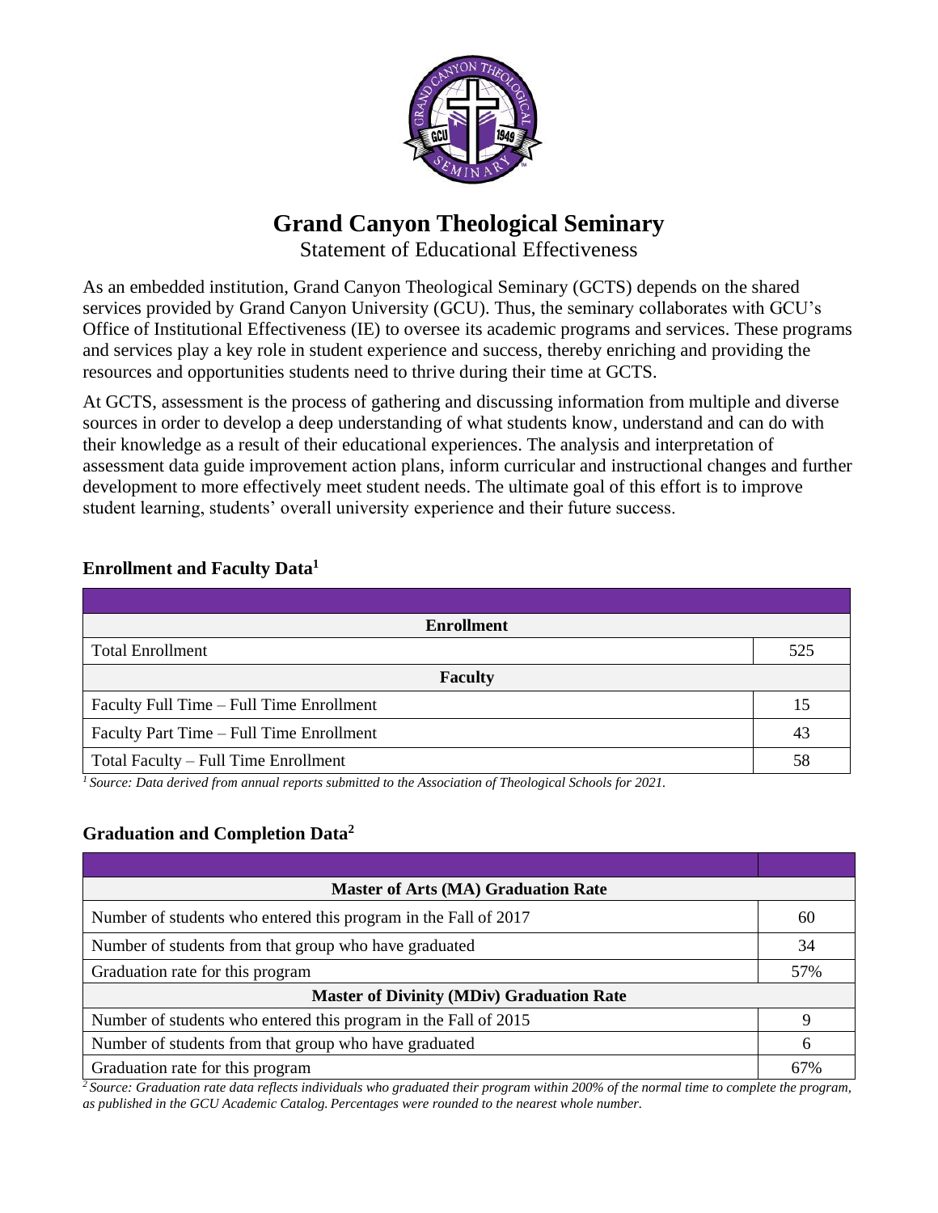# Grand Canyon Theological Seminary

Statement of Educational Effectiveness

As an embedded institution, Grand Canyon Theological Seminary (GCTS) depends on the shared services provided by Grand Canyon University (GCU). Thus, the seminary collaborates with GCU's Office of Institutional Effectiveness (IE) to oversee its academic programs and services. These programs and services play a key role in student experience and success, thereby enriching and providing the resources and opportunities students need to thrive during their time at GCTS.

At GCTS, assessment is the process of gathering and discussing information from multiple and diverse sources in order to develop a deep understanding of what students know, understand and can do with their knowledge as a result of their educational experiences. The analysis and interpretation of assessment data guide improvement action plans, inform curricular and instructional changes and further development to more effectively meet student needs. The ultimate goal of this effort is to improve student learning, students' overall university experience and their future success.

## Enrollment and Faculty Data[1]

| | |
|---|---|
| **Enrollment** | |
| Total Enrollment | 525 |
| **Faculty** | |
| Faculty Full Time – Full Time Enrollment | 15 |
| Faculty Part Time – Full Time Enrollment | 43 |
| Total Faculty – Full Time Enrollment | 58 |

*[1] Source: Data derived from annual reports submitted to the Association of Theological Schools for 2021.*

## Graduation and Completion Data[2]

| | |
|---|---|
| **Master of Arts (MA) Graduation Rate** | |
| Number of students who entered this program in the Fall of 2017 | 60 |
| Number of students from that group who have graduated | 34 |
| Graduation rate for this program | 57% |
| **Master of Divinity (MDiv) Graduation Rate** | |
| Number of students who entered this program in the Fall of 2015 | 9 |
| Number of students from that group who have graduated | 6 |
| Graduation rate for this program | 67% |

*[2] Source: Graduation rate data reflects individuals who graduated their program within 200% of the normal time to complete the program, as published in the GCU Academic Catalog. Percentages were rounded to the nearest whole number.*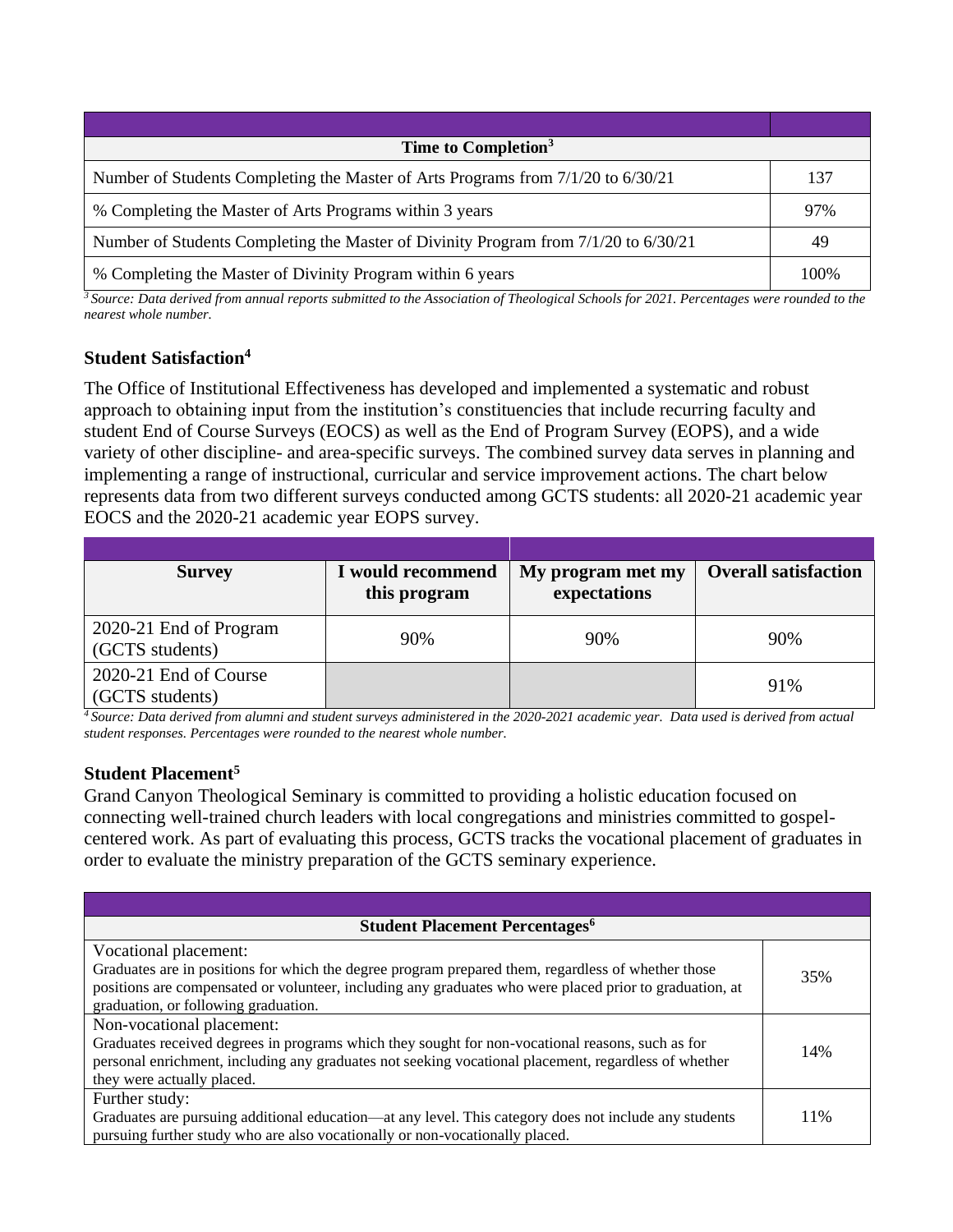| Time to Completion[3] | |
| --- | --- |
| Number of Students Completing the Master of Arts Programs from 7/1/20 to 6/30/21 | 137 |
| % Completing the Master of Arts Programs within 3 years | 97% |
| Number of Students Completing the Master of Divinity Program from 7/1/20 to 6/30/21 | 49 |
| % Completing the Master of Divinity Program within 6 years | 100% |

*[3] Source: Data derived from annual reports submitted to the Association of Theological Schools for 2021. Percentages were rounded to the nearest whole number.*

### Student Satisfaction[4]

The Office of Institutional Effectiveness has developed and implemented a systematic and robust approach to obtaining input from the institution's constituencies that include recurring faculty and student End of Course Surveys (EOCS) as well as the End of Program Survey (EOPS), and a wide variety of other discipline- and area-specific surveys. The combined survey data serves in planning and implementing a range of instructional, curricular and service improvement actions. The chart below represents data from two different surveys conducted among GCTS students: all 2020-21 academic year EOCS and the 2020-21 academic year EOPS survey.

| Survey | I would recommend this program | My program met my expectations | Overall satisfaction |
| --- | --- | --- | --- |
| 2020-21 End of Program (GCTS students) | 90% | 90% | 90% |
| 2020-21 End of Course (GCTS students) | | | 91% |

*[4] Source: Data derived from alumni and student surveys administered in the 2020-2021 academic year. Data used is derived from actual student responses. Percentages were rounded to the nearest whole number.*

### Student Placement[5]

Grand Canyon Theological Seminary is committed to providing a holistic education focused on connecting well-trained church leaders with local congregations and ministries committed to gospel-centered work. As part of evaluating this process, GCTS tracks the vocational placement of graduates in order to evaluate the ministry preparation of the GCTS seminary experience.

| Student Placement Percentages[6] | |
| --- | --- |
| Vocational placement: Graduates are in positions for which the degree program prepared them, regardless of whether those positions are compensated or volunteer, including any graduates who were placed prior to graduation, at graduation, or following graduation. | 35% |
| Non-vocational placement: Graduates received degrees in programs which they sought for non-vocational reasons, such as for personal enrichment, including any graduates not seeking vocational placement, regardless of whether they were actually placed. | 14% |
| Further study: Graduates are pursuing additional education—at any level. This category does not include any students pursuing further study who are also vocationally or non-vocationally placed. | 11% |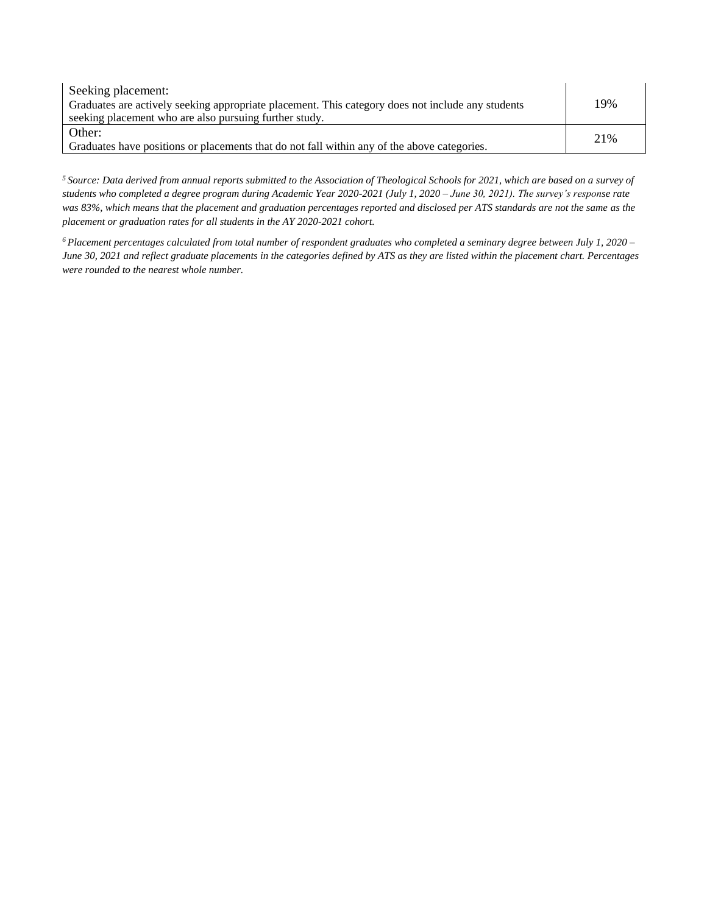| | |
|---|---|
| Seeking placement:<br>Graduates are actively seeking appropriate placement. This category does not include any students seeking placement who are also pursuing further study. | 19% |
| Other:<br>Graduates have positions or placements that do not fall within any of the above categories. | 21% |

*[5] Source: Data derived from annual reports submitted to the Association of Theological Schools for 2021, which are based on a survey of students who completed a degree program during Academic Year 2020-2021 (July 1, 2020 – June 30, 2021). The survey's response rate was 83%, which means that the placement and graduation percentages reported and disclosed per ATS standards are not the same as the placement or graduation rates for all students in the AY 2020-2021 cohort.*

*[6] Placement percentages calculated from total number of respondent graduates who completed a seminary degree between July 1, 2020 – June 30, 2021 and reflect graduate placements in the categories defined by ATS as they are listed within the placement chart. Percentages were rounded to the nearest whole number.*